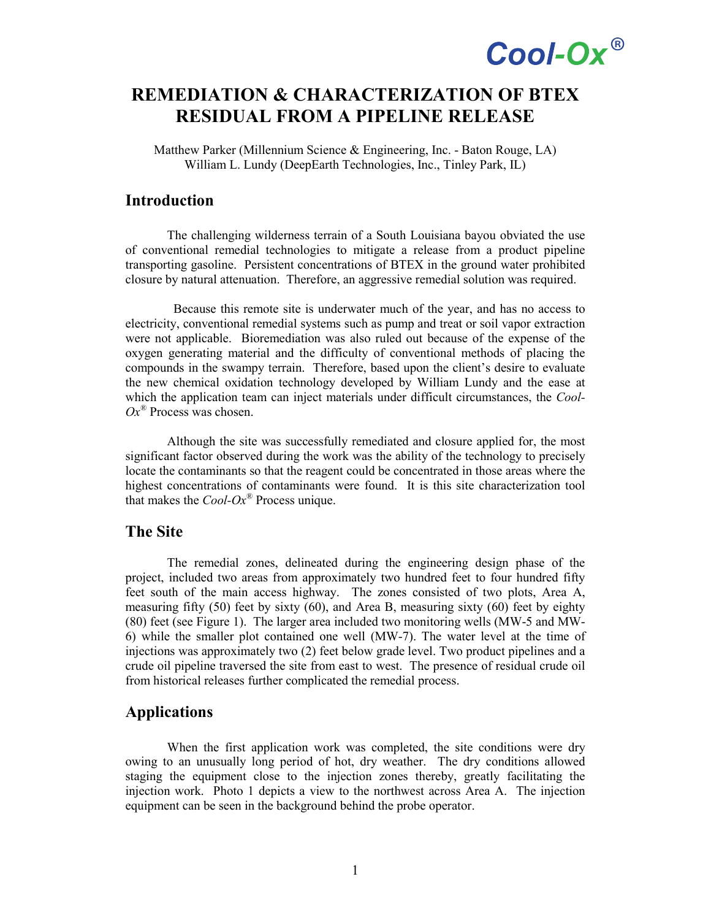**Cool-Ox®**

# REMEDIATION & CHARACTERIZATION OF BTEX RESIDUAL FROM A PIPELINE RELEASE

Matthew Parker (Millennium Science & Engineering, Inc. - Baton Rouge, LA)
William L. Lundy (DeepEarth Technologies, Inc., Tinley Park, IL)

## Introduction

The challenging wilderness terrain of a South Louisiana bayou obviated the use of conventional remedial technologies to mitigate a release from a product pipeline transporting gasoline. Persistent concentrations of BTEX in the ground water prohibited closure by natural attenuation. Therefore, an aggressive remedial solution was required.

Because this remote site is underwater much of the year, and has no access to electricity, conventional remedial systems such as pump and treat or soil vapor extraction were not applicable. Bioremediation was also ruled out because of the expense of the oxygen generating material and the difficulty of conventional methods of placing the compounds in the swampy terrain. Therefore, based upon the client's desire to evaluate the new chemical oxidation technology developed by William Lundy and the ease at which the application team can inject materials under difficult circumstances, the *Cool-Ox®* Process was chosen.

Although the site was successfully remediated and closure applied for, the most significant factor observed during the work was the ability of the technology to precisely locate the contaminants so that the reagent could be concentrated in those areas where the highest concentrations of contaminants were found. It is this site characterization tool that makes the *Cool-Ox®* Process unique.

## The Site

The remedial zones, delineated during the engineering design phase of the project, included two areas from approximately two hundred feet to four hundred fifty feet south of the main access highway. The zones consisted of two plots, Area A, measuring fifty (50) feet by sixty (60), and Area B, measuring sixty (60) feet by eighty (80) feet (see Figure 1). The larger area included two monitoring wells (MW-5 and MW-6) while the smaller plot contained one well (MW-7). The water level at the time of injections was approximately two (2) feet below grade level. Two product pipelines and a crude oil pipeline traversed the site from east to west. The presence of residual crude oil from historical releases further complicated the remedial process.

## Applications

When the first application work was completed, the site conditions were dry owing to an unusually long period of hot, dry weather. The dry conditions allowed staging the equipment close to the injection zones thereby, greatly facilitating the injection work. Photo 1 depicts a view to the northwest across Area A. The injection equipment can be seen in the background behind the probe operator.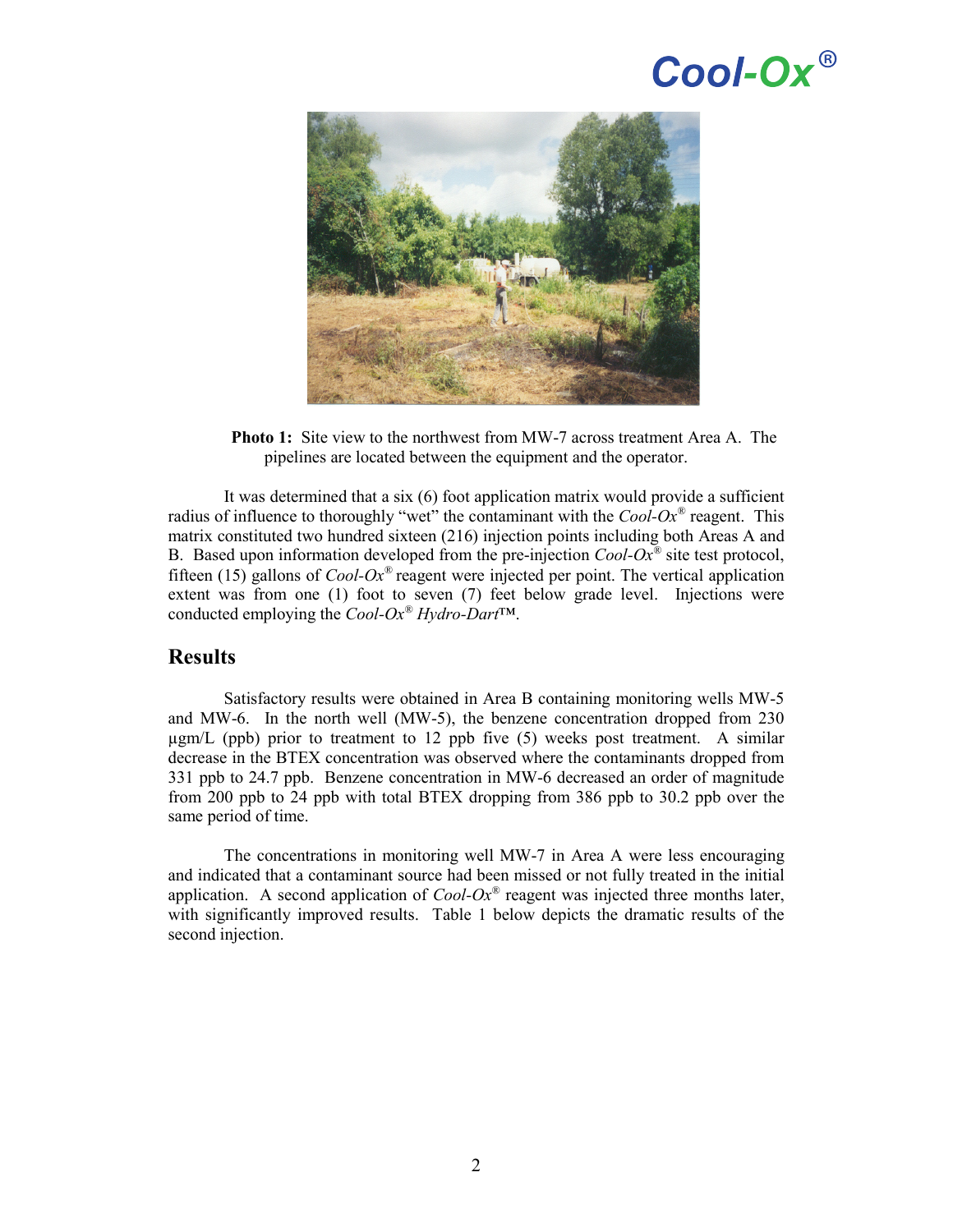**Photo 1:** Site view to the northwest from MW-7 across treatment Area A. The pipelines are located between the equipment and the operator.

It was determined that a six (6) foot application matrix would provide a sufficient radius of influence to thoroughly "wet" the contaminant with the *Cool-Ox®* reagent. This matrix constituted two hundred sixteen (216) injection points including both Areas A and B. Based upon information developed from the pre-injection *Cool-Ox®* site test protocol, fifteen (15) gallons of *Cool-Ox®* reagent were injected per point. The vertical application extent was from one (1) foot to seven (7) feet below grade level. Injections were conducted employing the *Cool-Ox® Hydro-Dart™*.

## Results

Satisfactory results were obtained in Area B containing monitoring wells MW-5 and MW-6. In the north well (MW-5), the benzene concentration dropped from 230 µgm/L (ppb) prior to treatment to 12 ppb five (5) weeks post treatment. A similar decrease in the BTEX concentration was observed where the contaminants dropped from 331 ppb to 24.7 ppb. Benzene concentration in MW-6 decreased an order of magnitude from 200 ppb to 24 ppb with total BTEX dropping from 386 ppb to 30.2 ppb over the same period of time.

The concentrations in monitoring well MW-7 in Area A were less encouraging and indicated that a contaminant source had been missed or not fully treated in the initial application. A second application of *Cool-Ox®* reagent was injected three months later, with significantly improved results. Table 1 below depicts the dramatic results of the second injection.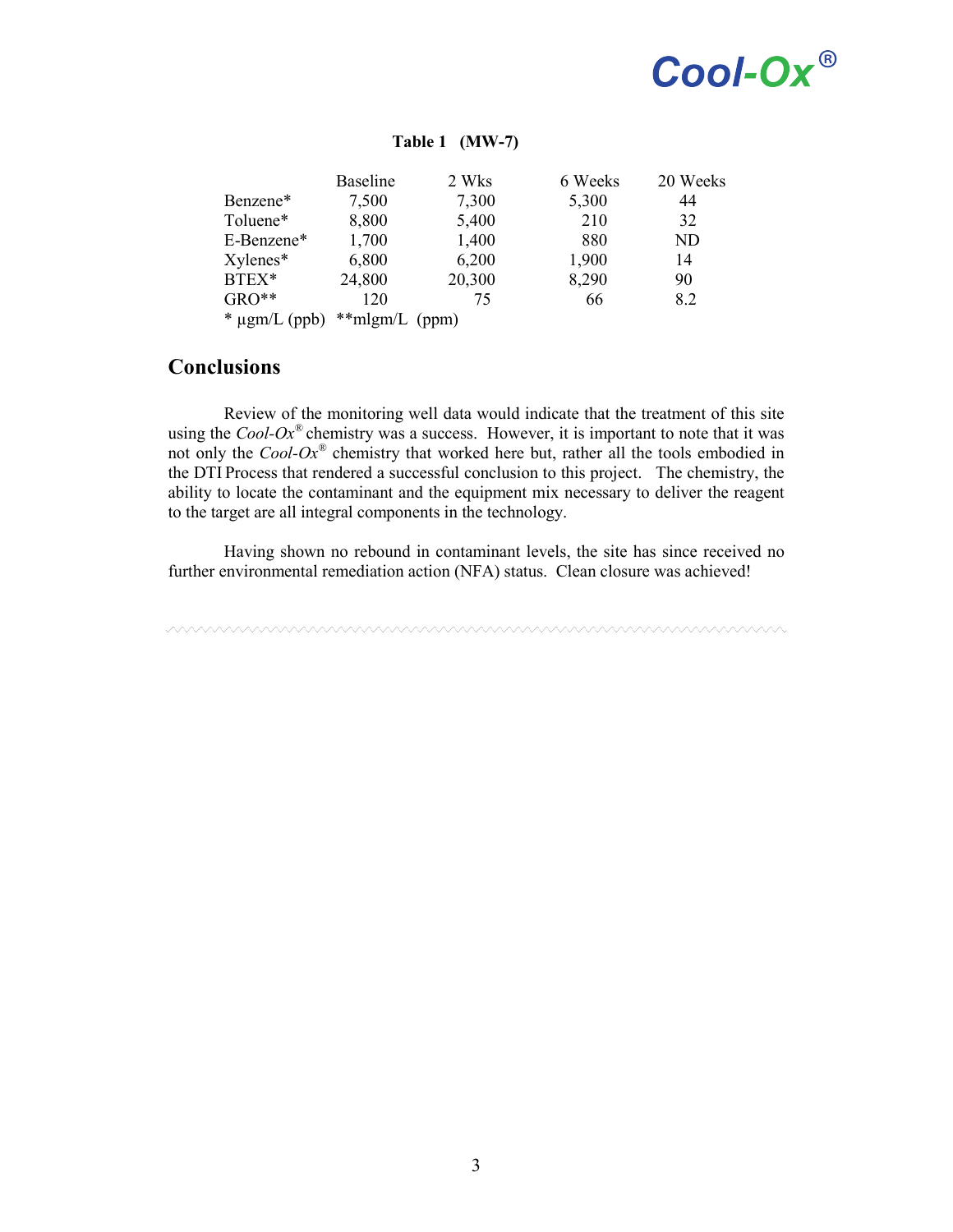**Table 1 (MW-7)**

| | Baseline | 2 Wks | 6 Weeks | 20 Weeks |
|---|---|---|---|---|
| Benzene* | 7,500 | 7,300 | 5,300 | 44 |
| Toluene* | 8,800 | 5,400 | 210 | 32 |
| E-Benzene* | 1,700 | 1,400 | 880 | ND |
| Xylenes* | 6,800 | 6,200 | 1,900 | 14 |
| BTEX* | 24,800 | 20,300 | 8,290 | 90 |
| GRO** | 120 | 75 | 66 | 8.2 |

\* µgm/L (ppb) **mlgm/L (ppm)

## Conclusions

Review of the monitoring well data would indicate that the treatment of this site using the *Cool-Ox*® chemistry was a success. However, it is important to note that it was not only the *Cool-Ox*® chemistry that worked here but, rather all the tools embodied in the DTI Process that rendered a successful conclusion to this project. The chemistry, the ability to locate the contaminant and the equipment mix necessary to deliver the reagent to the target are all integral components in the technology.

Having shown no rebound in contaminant levels, the site has since received no further environmental remediation action (NFA) status. Clean closure was achieved!